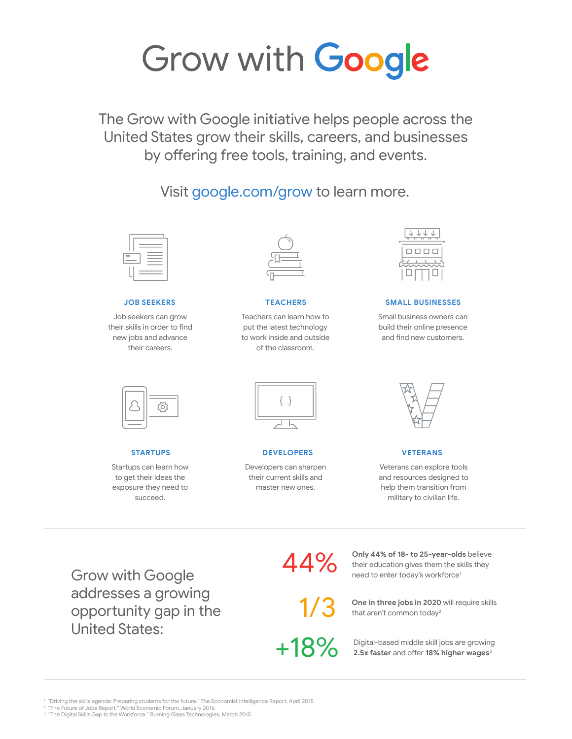# Grow with Google

The Grow with Google initiative helps people across the United States grow their skills, careers, and businesses by offering free tools, training, and events.

Visit google.com/grow to learn more.

### JOB SEEKERS

Job seekers can grow their skills in order to find new jobs and advance their careers.

### TEACHERS

Teachers can learn how to put the latest technology to work inside and outside of the classroom.

### SMALL BUSINESSES

Small business owners can build their online presence and find new customers.

### STARTUPS

Startups can learn how to get their ideas the exposure they need to succeed.

### DEVELOPERS

Developers can sharpen their current skills and master new ones.

### VETERANS

Veterans can explore tools and resources designed to help them transition from military to civilian life.

---

## Grow with Google addresses a growing opportunity gap in the United States:

**44%** — **Only 44% of 18- to 25-year-olds** believe their education gives them the skills they need to enter today's workforce[1]

**1/3** — **One in three jobs in 2020** will require skills that aren't common today[2]

**+18%** — Digital-based middle skill jobs are growing **2.5x faster** and offer **18% higher wages**[3]

---

[1] "Driving the skills agenda: Preparing students for the future." The Economist Intelligence Report, April 2015
[2] "The Future of Jobs Report." World Economic Forum, January 2016
[3] "The Digital Skills Gap in the Workforce." Burning Glass Technologies, March 2015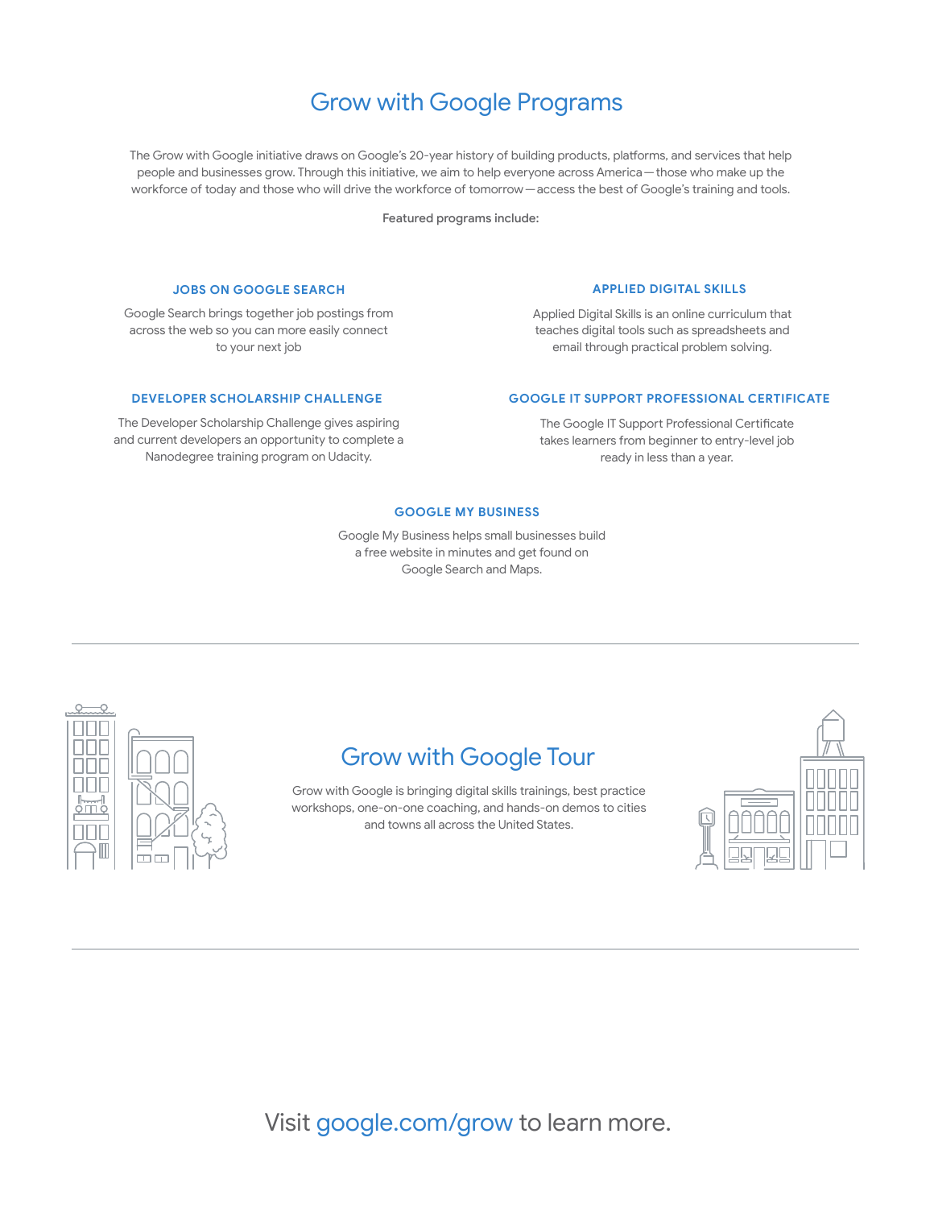# Grow with Google Programs

The Grow with Google initiative draws on Google's 20-year history of building products, platforms, and services that help people and businesses grow. Through this initiative, we aim to help everyone across America — those who make up the workforce of today and those who will drive the workforce of tomorrow — access the best of Google's training and tools.

**Featured programs include:**

### JOBS ON GOOGLE SEARCH

Google Search brings together job postings from across the web so you can more easily connect to your next job

### APPLIED DIGITAL SKILLS

Applied Digital Skills is an online curriculum that teaches digital tools such as spreadsheets and email through practical problem solving.

### DEVELOPER SCHOLARSHIP CHALLENGE

The Developer Scholarship Challenge gives aspiring and current developers an opportunity to complete a Nanodegree training program on Udacity.

### GOOGLE IT SUPPORT PROFESSIONAL CERTIFICATE

The Google IT Support Professional Certificate takes learners from beginner to entry-level job ready in less than a year.

### GOOGLE MY BUSINESS

Google My Business helps small businesses build a free website in minutes and get found on Google Search and Maps.

---

## Grow with Google Tour

Grow with Google is bringing digital skills trainings, best practice workshops, one-on-one coaching, and hands-on demos to cities and towns all across the United States.

---

Visit google.com/grow to learn more.